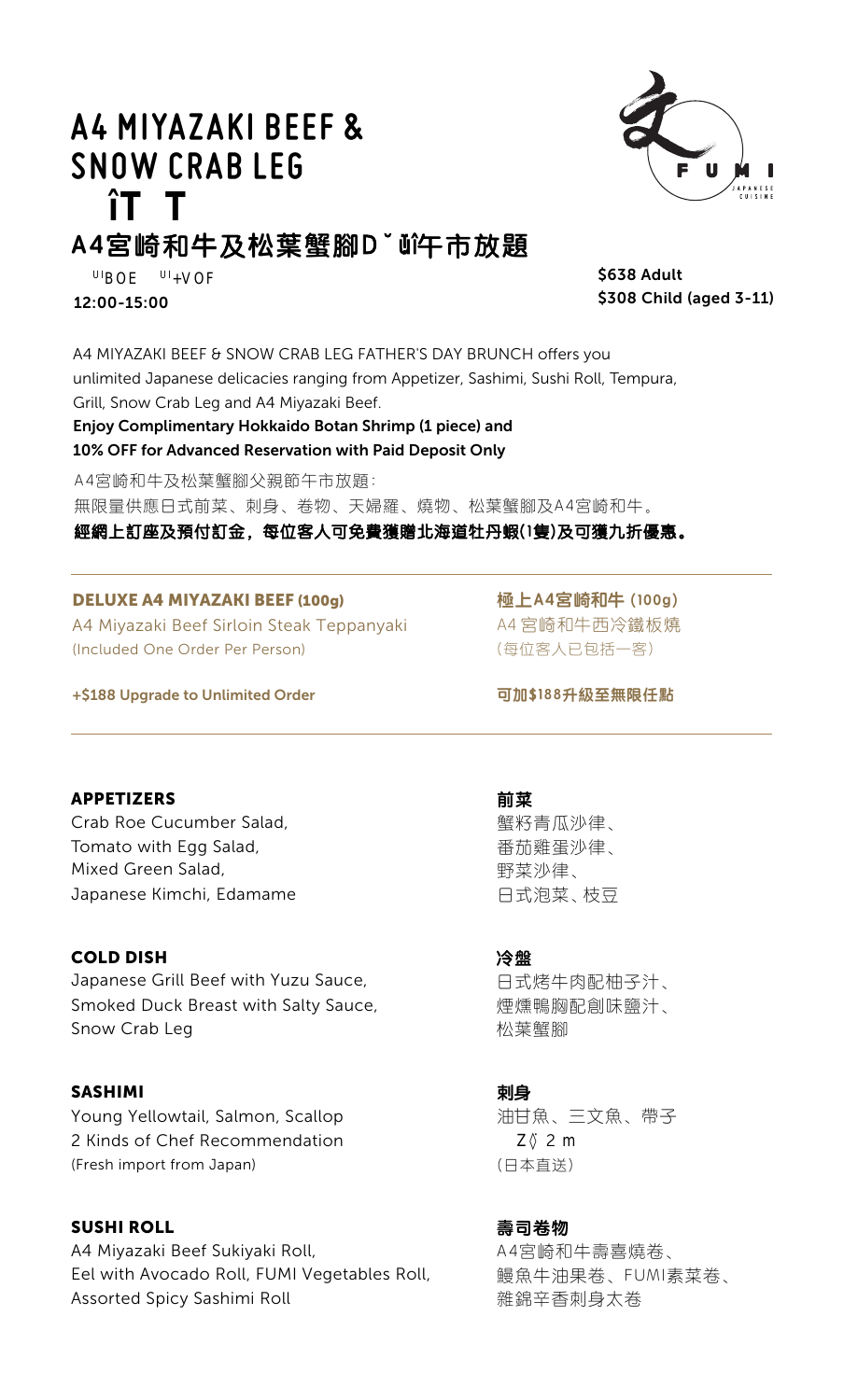# A4 MIYAZAKI BEEF & SNOW CRAB LEG

# îT T

## A4宮崎和牛及松葉蟹腳D˘ŭ午市放題

UIBOE UI+VOF

12:00-15:00

$638 Adult
$308 Child (aged 3-11)

A4 MIYAZAKI BEEF & SNOW CRAB LEG FATHER'S DAY BRUNCH offers you unlimited Japanese delicacies ranging from Appetizer, Sashimi, Sushi Roll, Tempura, Grill, Snow Crab Leg and A4 Miyazaki Beef.

**Enjoy Complimentary Hokkaido Botan Shrimp (1 piece) and 10% OFF for Advanced Reservation with Paid Deposit Only**

A4宮崎和牛及松葉蟹腳父親節午市放題：
無限量供應日式前菜、刺身、卷物、天婦羅、燒物、松葉蟹腳及A4宮崎和牛。

**經網上訂座及預付訂金，每位客人可免費獲贈北海道牡丹蝦(1隻)及可獲九折優惠。**

---

### DELUXE A4 MIYAZAKI BEEF (100g)

A4 Miyazaki Beef Sirloin Steak Teppanyaki
(Included One Order Per Person)

**+$188 Upgrade to Unlimited Order**

### 極上A4宮崎和牛 (100g)

A4 宮崎和牛西冷鐵板燒
(每位客人已包括一客)

**可加$188升級至無限任點**

---

### APPETIZERS

Crab Roe Cucumber Salad,
Tomato with Egg Salad,
Mixed Green Salad,
Japanese Kimchi, Edamame

### 前菜

蟹籽青瓜沙律、
番茄雞蛋沙律、
野菜沙律、
日式泡菜、枝豆

### COLD DISH

Japanese Grill Beef with Yuzu Sauce,
Smoked Duck Breast with Salty Sauce,
Snow Crab Leg

### 冷盤

日式烤牛肉配柚子汁、
煙燻鴨胸配創味鹽汁、
松葉蟹腳

### SASHIMI

Young Yellowtail, Salmon, Scallop
2 Kinds of Chef Recommendation
(Fresh import from Japan)

### 刺身

油甘魚、三文魚、帶子
Z◊ 2 m
(日本直送)

### SUSHI ROLL

A4 Miyazaki Beef Sukiyaki Roll,
Eel with Avocado Roll, FUMI Vegetables Roll,
Assorted Spicy Sashimi Roll

### 壽司卷物

A4宮崎和牛壽喜燒卷、
鰻魚牛油果卷、FUMI素菜卷、
雜錦辛香刺身太卷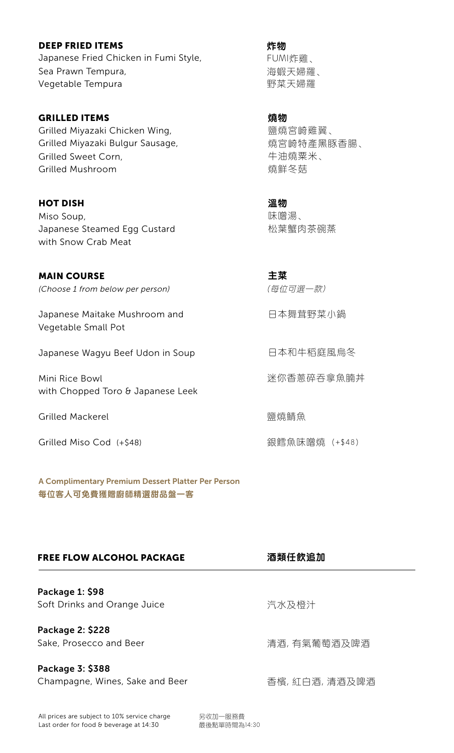## DEEP FRIED ITEMS

## 炸物

Japanese Fried Chicken in Fumi Style,
Sea Prawn Tempura,
Vegetable Tempura

FUMI炸雞、
海蝦天婦羅、
野菜天婦羅

## GRILLED ITEMS

## 燒物

Grilled Miyazaki Chicken Wing,
Grilled Miyazaki Bulgur Sausage,
Grilled Sweet Corn,
Grilled Mushroom

鹽燒宮崎雞翼、
燒宮崎特產黑豚香腸、
牛油燒粟米、
燒鮮冬菇

## HOT DISH

## 溫物

Miso Soup,
Japanese Steamed Egg Custard with Snow Crab Meat

味噌湯、
松葉蟹肉茶碗蒸

## MAIN COURSE

## 主菜

*(Choose 1 from below per person)*

*(每位可選一款)*

Japanese Maitake Mushroom and Vegetable Small Pot — 日本舞茸野菜小鍋

Japanese Wagyu Beef Udon in Soup — 日本和牛稻庭風烏冬

Mini Rice Bowl with Chopped Toro & Japanese Leek — 迷你香蔥碎吞拿魚腩丼

Grilled Mackerel — 鹽燒鯖魚

Grilled Miso Cod (+$48) — 銀鱈魚味噌燒 (+$48)

**A Complimentary Premium Dessert Platter Per Person**
**每位客人可免費獲贈廚師精選甜品盤一客**

## FREE FLOW ALCOHOL PACKAGE

## 酒類任飲追加

**Package 1: $98**
Soft Drinks and Orange Juice — 汽水及橙汁

**Package 2: $228**
Sake, Prosecco and Beer — 清酒, 有氣葡萄酒及啤酒

**Package 3: $388**
Champagne, Wines, Sake and Beer — 香檳, 紅白酒, 清酒及啤酒

All prices are subject to 10% service charge
Last order for food & beverage at 14:30

另收加一服務費
最後點單時間為14:30